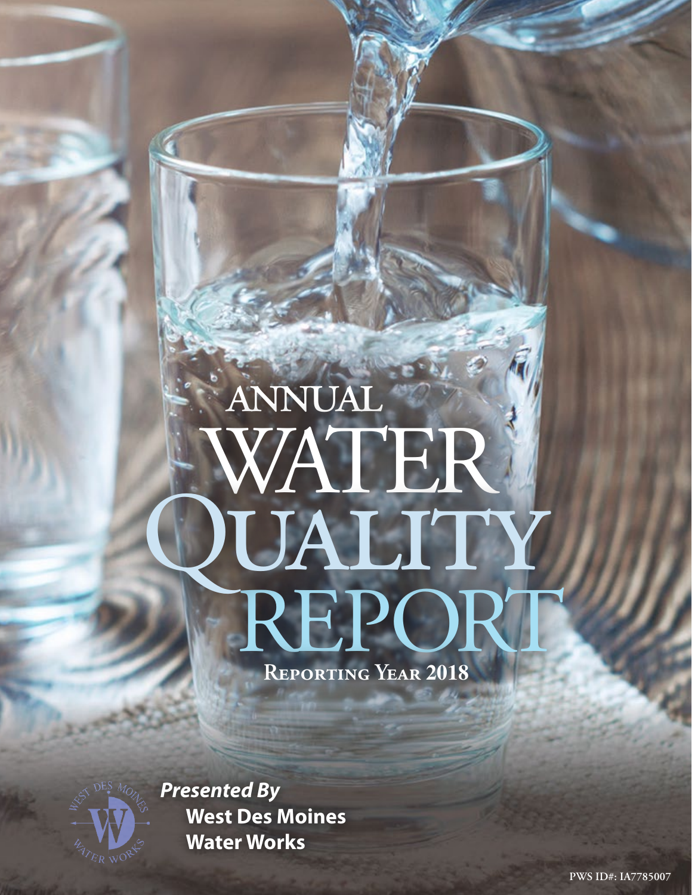# ANNUAL WATER QUALITY REPORT

**Reporting Year 2018**

***Presented By***
**West Des Moines Water Works**

PWS ID#: IA7785007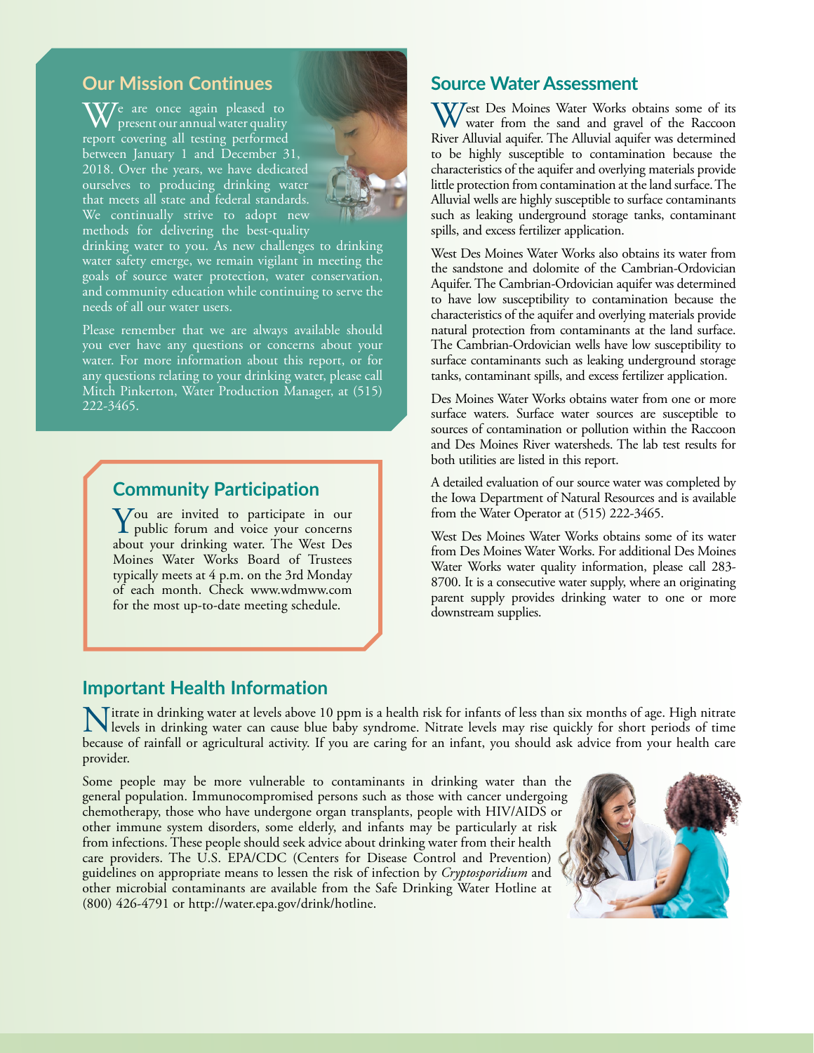## Our Mission Continues

We are once again pleased to present our annual water quality report covering all testing performed between January 1 and December 31, 2018. Over the years, we have dedicated ourselves to producing drinking water that meets all state and federal standards. We continually strive to adopt new methods for delivering the best-quality drinking water to you. As new challenges to drinking water safety emerge, we remain vigilant in meeting the goals of source water protection, water conservation, and community education while continuing to serve the needs of all our water users.

Please remember that we are always available should you ever have any questions or concerns about your water. For more information about this report, or for any questions relating to your drinking water, please call Mitch Pinkerton, Water Production Manager, at (515) 222-3465.

## Community Participation

You are invited to participate in our public forum and voice your concerns about your drinking water. The West Des Moines Water Works Board of Trustees typically meets at 4 p.m. on the 3rd Monday of each month. Check www.wdmww.com for the most up-to-date meeting schedule.

## Source Water Assessment

West Des Moines Water Works obtains some of its water from the sand and gravel of the Raccoon River Alluvial aquifer. The Alluvial aquifer was determined to be highly susceptible to contamination because the characteristics of the aquifer and overlying materials provide little protection from contamination at the land surface. The Alluvial wells are highly susceptible to surface contaminants such as leaking underground storage tanks, contaminant spills, and excess fertilizer application.

West Des Moines Water Works also obtains its water from the sandstone and dolomite of the Cambrian-Ordovician Aquifer. The Cambrian-Ordovician aquifer was determined to have low susceptibility to contamination because the characteristics of the aquifer and overlying materials provide natural protection from contaminants at the land surface. The Cambrian-Ordovician wells have low susceptibility to surface contaminants such as leaking underground storage tanks, contaminant spills, and excess fertilizer application.

Des Moines Water Works obtains water from one or more surface waters. Surface water sources are susceptible to sources of contamination or pollution within the Raccoon and Des Moines River watersheds. The lab test results for both utilities are listed in this report.

A detailed evaluation of our source water was completed by the Iowa Department of Natural Resources and is available from the Water Operator at (515) 222-3465.

West Des Moines Water Works obtains some of its water from Des Moines Water Works. For additional Des Moines Water Works water quality information, please call 283-8700. It is a consecutive water supply, where an originating parent supply provides drinking water to one or more downstream supplies.

## Important Health Information

Nitrate in drinking water at levels above 10 ppm is a health risk for infants of less than six months of age. High nitrate levels in drinking water can cause blue baby syndrome. Nitrate levels may rise quickly for short periods of time because of rainfall or agricultural activity. If you are caring for an infant, you should ask advice from your health care provider.

Some people may be more vulnerable to contaminants in drinking water than the general population. Immunocompromised persons such as those with cancer undergoing chemotherapy, those who have undergone organ transplants, people with HIV/AIDS or other immune system disorders, some elderly, and infants may be particularly at risk from infections. These people should seek advice about drinking water from their health care providers. The U.S. EPA/CDC (Centers for Disease Control and Prevention) guidelines on appropriate means to lessen the risk of infection by *Cryptosporidium* and other microbial contaminants are available from the Safe Drinking Water Hotline at (800) 426-4791 or http://water.epa.gov/drink/hotline.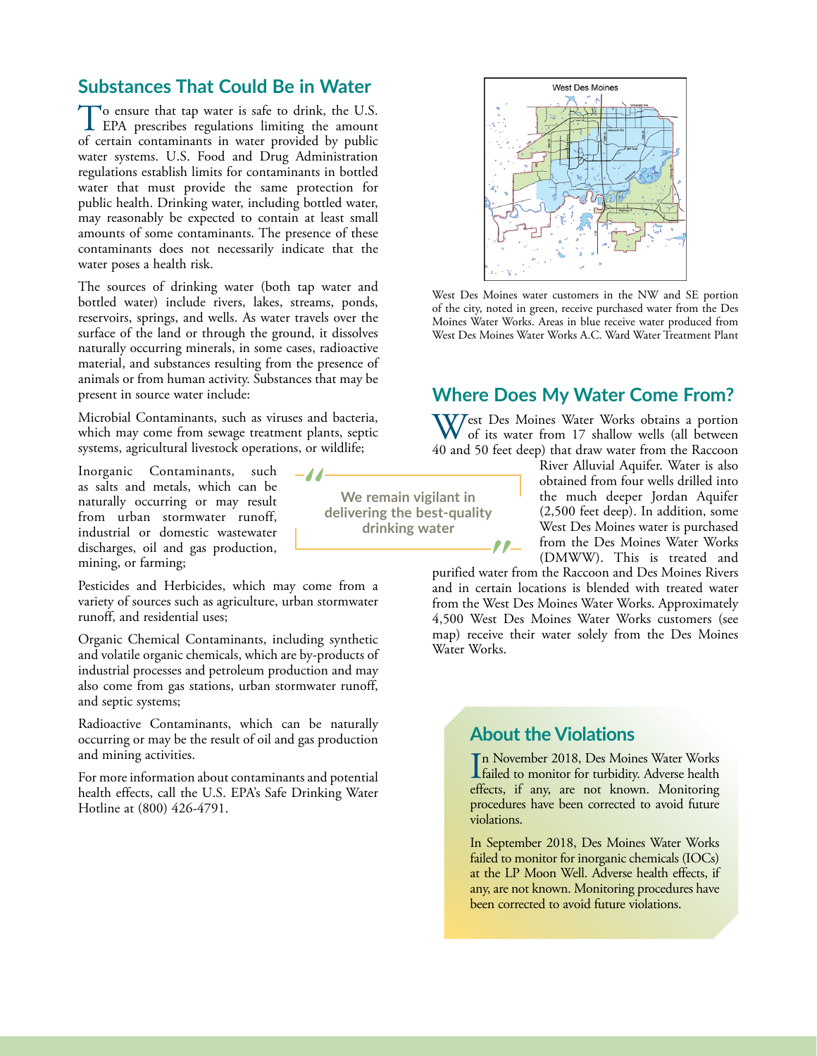## Substances That Could Be in Water

To ensure that tap water is safe to drink, the U.S. EPA prescribes regulations limiting the amount of certain contaminants in water provided by public water systems. U.S. Food and Drug Administration regulations establish limits for contaminants in bottled water that must provide the same protection for public health. Drinking water, including bottled water, may reasonably be expected to contain at least small amounts of some contaminants. The presence of these contaminants does not necessarily indicate that the water poses a health risk.

The sources of drinking water (both tap water and bottled water) include rivers, lakes, streams, ponds, reservoirs, springs, and wells. As water travels over the surface of the land or through the ground, it dissolves naturally occurring minerals, in some cases, radioactive material, and substances resulting from the presence of animals or from human activity. Substances that may be present in source water include:

Microbial Contaminants, such as viruses and bacteria, which may come from sewage treatment plants, septic systems, agricultural livestock operations, or wildlife;

Inorganic Contaminants, such as salts and metals, which can be naturally occurring or may result from urban stormwater runoff, industrial or domestic wastewater discharges, oil and gas production, mining, or farming;

Pesticides and Herbicides, which may come from a variety of sources such as agriculture, urban stormwater runoff, and residential uses;

Organic Chemical Contaminants, including synthetic and volatile organic chemicals, which are by-products of industrial processes and petroleum production and may also come from gas stations, urban stormwater runoff, and septic systems;

Radioactive Contaminants, which can be naturally occurring or may be the result of oil and gas production and mining activities.

For more information about contaminants and potential health effects, call the U.S. EPA's Safe Drinking Water Hotline at (800) 426-4791.

> We remain vigilant in delivering the best-quality drinking water

West Des Moines water customers in the NW and SE portion of the city, noted in green, receive purchased water from the Des Moines Water Works. Areas in blue receive water produced from West Des Moines Water Works A.C. Ward Water Treatment Plant

## Where Does My Water Come From?

West Des Moines Water Works obtains a portion of its water from 17 shallow wells (all between 40 and 50 feet deep) that draw water from the Raccoon River Alluvial Aquifer. Water is also obtained from four wells drilled into the much deeper Jordan Aquifer (2,500 feet deep). In addition, some West Des Moines water is purchased from the Des Moines Water Works (DMWW). This is treated and purified water from the Raccoon and Des Moines Rivers and in certain locations is blended with treated water from the West Des Moines Water Works. Approximately 4,500 West Des Moines Water Works customers (see map) receive their water solely from the Des Moines Water Works.

## About the Violations

In November 2018, Des Moines Water Works failed to monitor for turbidity. Adverse health effects, if any, are not known. Monitoring procedures have been corrected to avoid future violations.

In September 2018, Des Moines Water Works failed to monitor for inorganic chemicals (IOCs) at the LP Moon Well. Adverse health effects, if any, are not known. Monitoring procedures have been corrected to avoid future violations.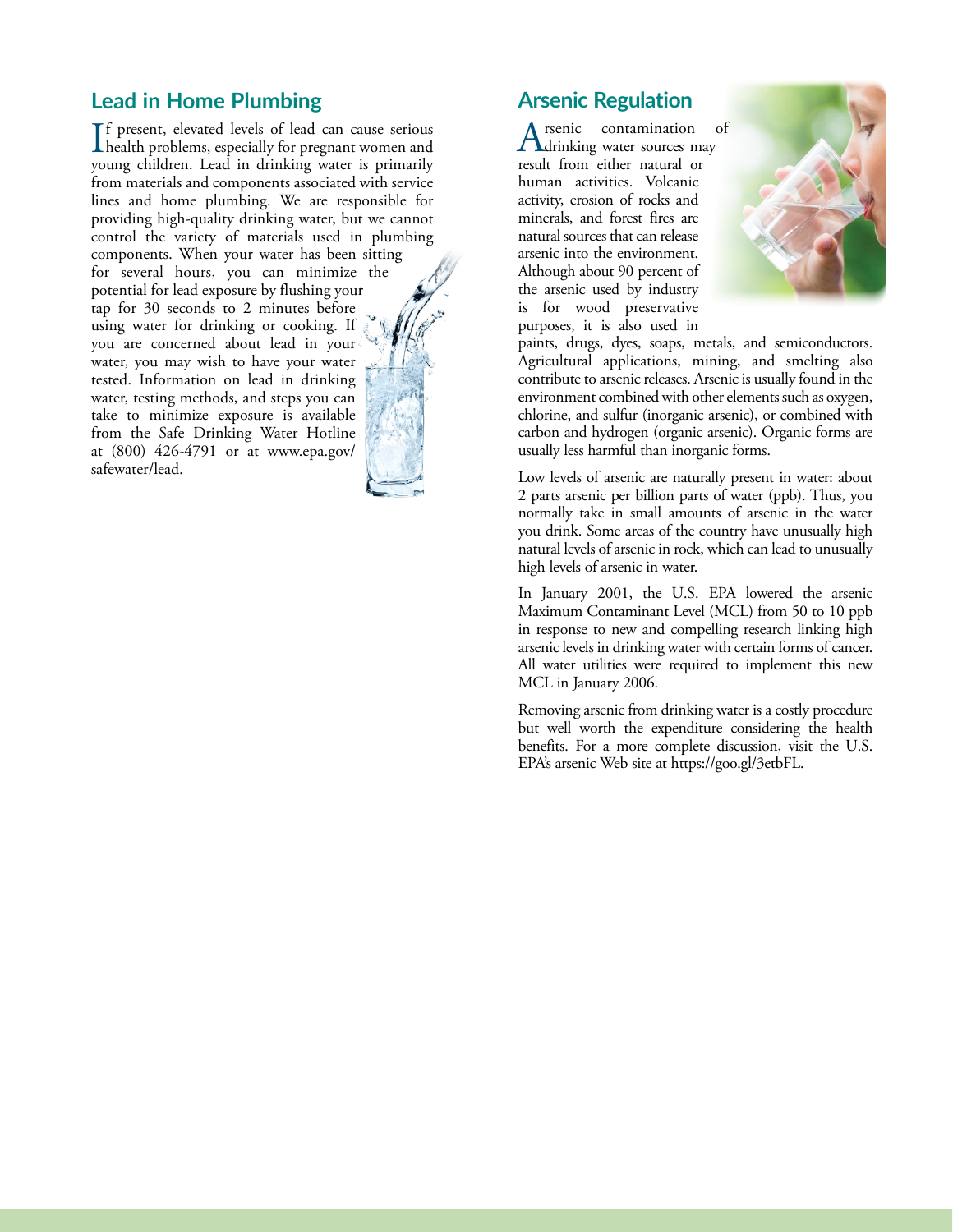## Lead in Home Plumbing

If present, elevated levels of lead can cause serious health problems, especially for pregnant women and young children. Lead in drinking water is primarily from materials and components associated with service lines and home plumbing. We are responsible for providing high-quality drinking water, but we cannot control the variety of materials used in plumbing components. When your water has been sitting for several hours, you can minimize the potential for lead exposure by flushing your tap for 30 seconds to 2 minutes before using water for drinking or cooking. If you are concerned about lead in your water, you may wish to have your water tested. Information on lead in drinking water, testing methods, and steps you can take to minimize exposure is available from the Safe Drinking Water Hotline at (800) 426-4791 or at www.epa.gov/safewater/lead.

## Arsenic Regulation

Arsenic contamination of drinking water sources may result from either natural or human activities. Volcanic activity, erosion of rocks and minerals, and forest fires are natural sources that can release arsenic into the environment. Although about 90 percent of the arsenic used by industry is for wood preservative purposes, it is also used in paints, drugs, dyes, soaps, metals, and semiconductors. Agricultural applications, mining, and smelting also contribute to arsenic releases. Arsenic is usually found in the environment combined with other elements such as oxygen, chlorine, and sulfur (inorganic arsenic), or combined with carbon and hydrogen (organic arsenic). Organic forms are usually less harmful than inorganic forms.

Low levels of arsenic are naturally present in water: about 2 parts arsenic per billion parts of water (ppb). Thus, you normally take in small amounts of arsenic in the water you drink. Some areas of the country have unusually high natural levels of arsenic in rock, which can lead to unusually high levels of arsenic in water.

In January 2001, the U.S. EPA lowered the arsenic Maximum Contaminant Level (MCL) from 50 to 10 ppb in response to new and compelling research linking high arsenic levels in drinking water with certain forms of cancer. All water utilities were required to implement this new MCL in January 2006.

Removing arsenic from drinking water is a costly procedure but well worth the expenditure considering the health benefits. For a more complete discussion, visit the U.S. EPA's arsenic Web site at https://goo.gl/3etbFL.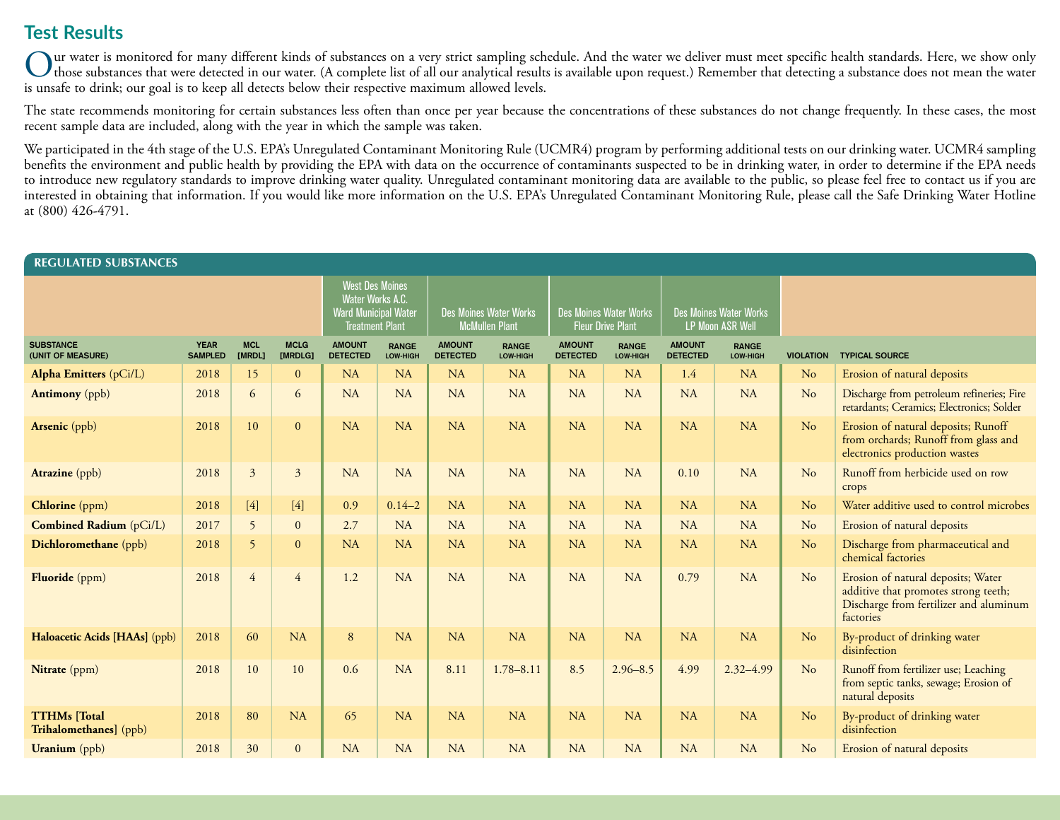## Test Results

Our water is monitored for many different kinds of substances on a very strict sampling schedule. And the water we deliver must meet specific health standards. Here, we show only those substances that were detected in our water. (A complete list of all our analytical results is available upon request.) Remember that detecting a substance does not mean the water is unsafe to drink; our goal is to keep all detects below their respective maximum allowed levels.

The state recommends monitoring for certain substances less often than once per year because the concentrations of these substances do not change frequently. In these cases, the most recent sample data are included, along with the year in which the sample was taken.

We participated in the 4th stage of the U.S. EPA's Unregulated Contaminant Monitoring Rule (UCMR4) program by performing additional tests on our drinking water. UCMR4 sampling benefits the environment and public health by providing the EPA with data on the occurrence of contaminants suspected to be in drinking water, in order to determine if the EPA needs to introduce new regulatory standards to improve drinking water quality. Unregulated contaminant monitoring data are available to the public, so please feel free to contact us if you are interested in obtaining that information. If you would like more information on the U.S. EPA's Unregulated Contaminant Monitoring Rule, please call the Safe Drinking Water Hotline at (800) 426-4791.

### REGULATED SUBSTANCES

| | | | | West Des Moines Water Works A.C. Ward Municipal Water Treatment Plant | | Des Moines Water Works McMullen Plant | | Des Moines Water Works Fleur Drive Plant | | Des Moines Water Works LP Moon ASR Well | | | |
|---|---|---|---|---|---|---|---|---|---|---|---|---|---|
| SUBSTANCE (UNIT OF MEASURE) | YEAR SAMPLED | MCL [MRDL] | MCLG [MRDLG] | AMOUNT DETECTED | RANGE LOW-HIGH | AMOUNT DETECTED | RANGE LOW-HIGH | AMOUNT DETECTED | RANGE LOW-HIGH | AMOUNT DETECTED | RANGE LOW-HIGH | VIOLATION | TYPICAL SOURCE |
| **Alpha Emitters** (pCi/L) | 2018 | 15 | 0 | NA | NA | NA | NA | NA | NA | 1.4 | NA | No | Erosion of natural deposits |
| **Antimony** (ppb) | 2018 | 6 | 6 | NA | NA | NA | NA | NA | NA | NA | NA | No | Discharge from petroleum refineries; Fire retardants; Ceramics; Electronics; Solder |
| **Arsenic** (ppb) | 2018 | 10 | 0 | NA | NA | NA | NA | NA | NA | NA | NA | No | Erosion of natural deposits; Runoff from orchards; Runoff from glass and electronics production wastes |
| **Atrazine** (ppb) | 2018 | 3 | 3 | NA | NA | NA | NA | NA | NA | 0.10 | NA | No | Runoff from herbicide used on row crops |
| **Chlorine** (ppm) | 2018 | [4] | [4] | 0.9 | 0.14–2 | NA | NA | NA | NA | NA | NA | No | Water additive used to control microbes |
| **Combined Radium** (pCi/L) | 2017 | 5 | 0 | 2.7 | NA | NA | NA | NA | NA | NA | NA | No | Erosion of natural deposits |
| **Dichloromethane** (ppb) | 2018 | 5 | 0 | NA | NA | NA | NA | NA | NA | NA | NA | No | Discharge from pharmaceutical and chemical factories |
| **Fluoride** (ppm) | 2018 | 4 | 4 | 1.2 | NA | NA | NA | NA | NA | 0.79 | NA | No | Erosion of natural deposits; Water additive that promotes strong teeth; Discharge from fertilizer and aluminum factories |
| **Haloacetic Acids [HAAs]** (ppb) | 2018 | 60 | NA | 8 | NA | NA | NA | NA | NA | NA | NA | No | By-product of drinking water disinfection |
| **Nitrate** (ppm) | 2018 | 10 | 10 | 0.6 | NA | 8.11 | 1.78–8.11 | 8.5 | 2.96–8.5 | 4.99 | 2.32–4.99 | No | Runoff from fertilizer use; Leaching from septic tanks, sewage; Erosion of natural deposits |
| **TTHMs [Total Trihalomethanes]** (ppb) | 2018 | 80 | NA | 65 | NA | NA | NA | NA | NA | NA | NA | No | By-product of drinking water disinfection |
| **Uranium** (ppb) | 2018 | 30 | 0 | NA | NA | NA | NA | NA | NA | NA | NA | No | Erosion of natural deposits |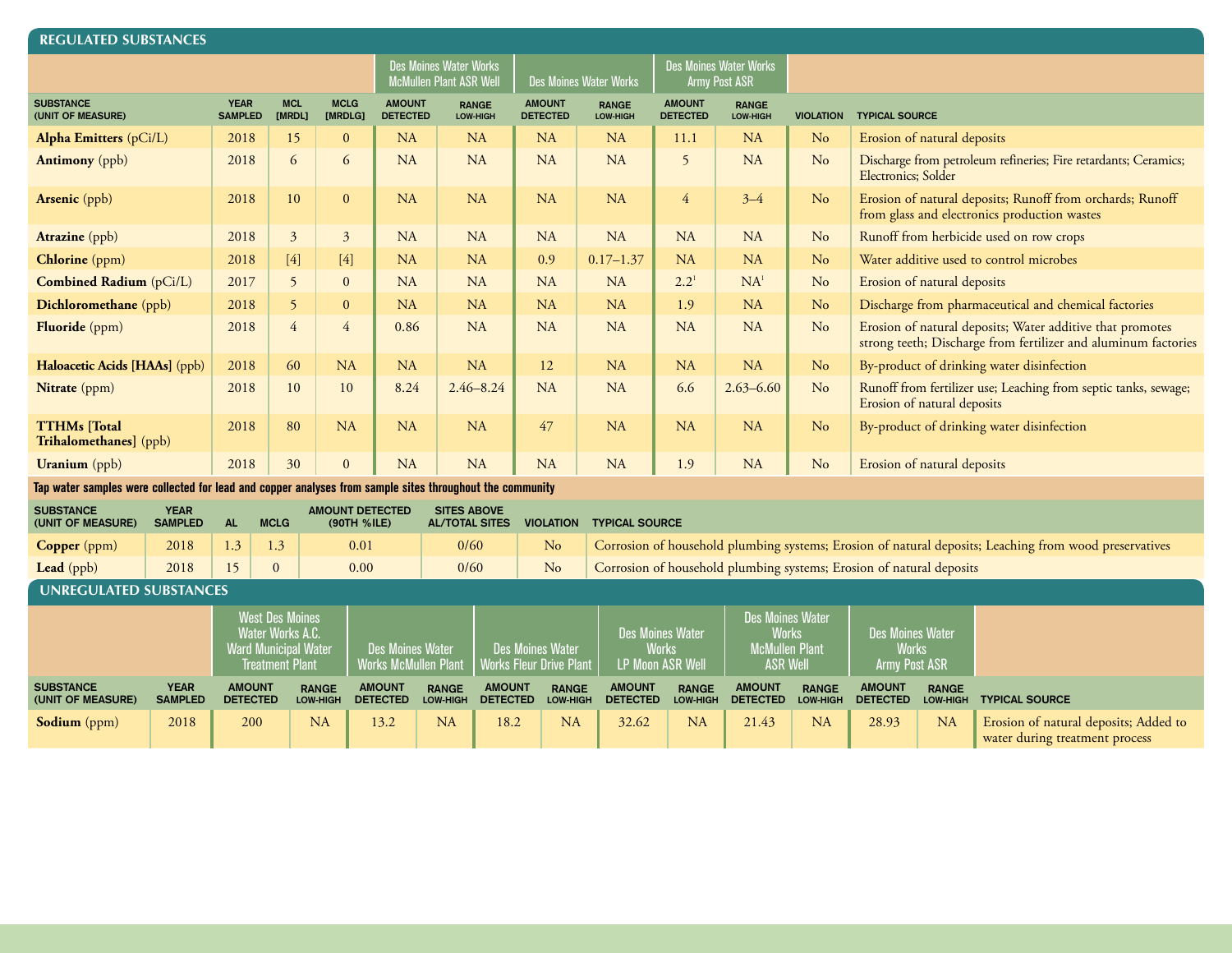## REGULATED SUBSTANCES

| SUBSTANCE (UNIT OF MEASURE) | YEAR SAMPLED | MCL [MRDL] | MCLG [MRDLG] | Des Moines Water Works McMullen Plant ASR Well | | Des Moines Water Works | | Des Moines Water Works Army Post ASR | | VIOLATION | TYPICAL SOURCE |
|---|---|---|---|---|---|---|---|---|---|---|---|
| | | | | AMOUNT DETECTED | RANGE LOW-HIGH | AMOUNT DETECTED | RANGE LOW-HIGH | AMOUNT DETECTED | RANGE LOW-HIGH | | |
| **Alpha Emitters** (pCi/L) | 2018 | 15 | 0 | NA | NA | NA | NA | 11.1 | NA | No | Erosion of natural deposits |
| **Antimony** (ppb) | 2018 | 6 | 6 | NA | NA | NA | NA | 5 | NA | No | Discharge from petroleum refineries; Fire retardants; Ceramics; Electronics; Solder |
| **Arsenic** (ppb) | 2018 | 10 | 0 | NA | NA | NA | NA | 4 | 3–4 | No | Erosion of natural deposits; Runoff from orchards; Runoff from glass and electronics production wastes |
| **Atrazine** (ppb) | 2018 | 3 | 3 | NA | NA | NA | NA | NA | NA | No | Runoff from herbicide used on row crops |
| **Chlorine** (ppm) | 2018 | [4] | [4] | NA | NA | 0.9 | 0.17–1.37 | NA | NA | No | Water additive used to control microbes |
| **Combined Radium** (pCi/L) | 2017 | 5 | 0 | NA | NA | NA | NA | 2.2[1] | NA[1] | No | Erosion of natural deposits |
| **Dichloromethane** (ppb) | 2018 | 5 | 0 | NA | NA | NA | NA | 1.9 | NA | No | Discharge from pharmaceutical and chemical factories |
| **Fluoride** (ppm) | 2018 | 4 | 4 | 0.86 | NA | NA | NA | NA | NA | No | Erosion of natural deposits; Water additive that promotes strong teeth; Discharge from fertilizer and aluminum factories |
| **Haloacetic Acids [HAAs]** (ppb) | 2018 | 60 | NA | NA | NA | 12 | NA | NA | NA | No | By-product of drinking water disinfection |
| **Nitrate** (ppm) | 2018 | 10 | 10 | 8.24 | 2.46–8.24 | NA | NA | 6.6 | 2.63–6.60 | No | Runoff from fertilizer use; Leaching from septic tanks, sewage; Erosion of natural deposits |
| **TTHMs [Total Trihalomethanes]** (ppb) | 2018 | 80 | NA | NA | NA | 47 | NA | NA | NA | No | By-product of drinking water disinfection |
| **Uranium** (ppb) | 2018 | 30 | 0 | NA | NA | NA | NA | 1.9 | NA | No | Erosion of natural deposits |

**Tap water samples were collected for lead and copper analyses from sample sites throughout the community**

| SUBSTANCE (UNIT OF MEASURE) | YEAR SAMPLED | AL | MCLG | AMOUNT DETECTED (90TH %ILE) | SITES ABOVE AL/TOTAL SITES | VIOLATION | TYPICAL SOURCE |
|---|---|---|---|---|---|---|---|
| **Copper** (ppm) | 2018 | 1.3 | 1.3 | 0.01 | 0/60 | No | Corrosion of household plumbing systems; Erosion of natural deposits; Leaching from wood preservatives |
| **Lead** (ppb) | 2018 | 15 | 0 | 0.00 | 0/60 | No | Corrosion of household plumbing systems; Erosion of natural deposits |

## UNREGULATED SUBSTANCES

| SUBSTANCE (UNIT OF MEASURE) | YEAR SAMPLED | West Des Moines Water Works A.C. Ward Municipal Water Treatment Plant | | Des Moines Water Works McMullen Plant | | Des Moines Water Works Fleur Drive Plant | | Des Moines Water Works LP Moon ASR Well | | Des Moines Water Works McMullen Plant ASR Well | | Des Moines Water Works Army Post ASR | | TYPICAL SOURCE |
|---|---|---|---|---|---|---|---|---|---|---|---|---|---|---|
| | | AMOUNT DETECTED | RANGE LOW-HIGH | AMOUNT DETECTED | RANGE LOW-HIGH | AMOUNT DETECTED | RANGE LOW-HIGH | AMOUNT DETECTED | RANGE LOW-HIGH | AMOUNT DETECTED | RANGE LOW-HIGH | AMOUNT DETECTED | RANGE LOW-HIGH | |
| **Sodium** (ppm) | 2018 | 200 | NA | 13.2 | NA | 18.2 | NA | 32.62 | NA | 21.43 | NA | 28.93 | NA | Erosion of natural deposits; Added to water during treatment process |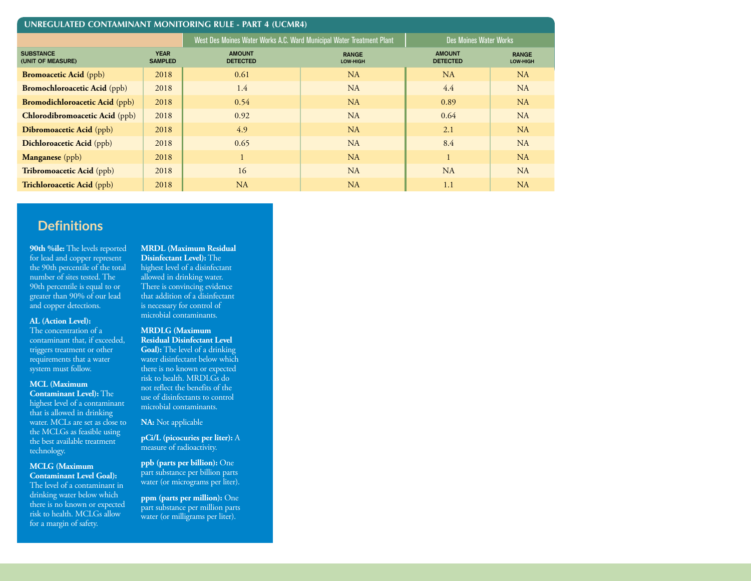## UNREGULATED CONTAMINANT MONITORING RULE - PART 4 (UCMR4)

| | | West Des Moines Water Works A.C. Ward Municipal Water Treatment Plant | | Des Moines Water Works | |
|---|---|---|---|---|---|
| SUBSTANCE (UNIT OF MEASURE) | YEAR SAMPLED | AMOUNT DETECTED | RANGE LOW-HIGH | AMOUNT DETECTED | RANGE LOW-HIGH |
| **Bromoacetic Acid** (ppb) | 2018 | 0.61 | NA | NA | NA |
| **Bromochloroacetic Acid** (ppb) | 2018 | 1.4 | NA | 4.4 | NA |
| **Bromodichloroacetic Acid** (ppb) | 2018 | 0.54 | NA | 0.89 | NA |
| **Chlorodibromoacetic Acid** (ppb) | 2018 | 0.92 | NA | 0.64 | NA |
| **Dibromoacetic Acid** (ppb) | 2018 | 4.9 | NA | 2.1 | NA |
| **Dichloroacetic Acid** (ppb) | 2018 | 0.65 | NA | 8.4 | NA |
| **Manganese** (ppb) | 2018 | 1 | NA | 1 | NA |
| **Tribromoacetic Acid** (ppb) | 2018 | 16 | NA | NA | NA |
| **Trichloroacetic Acid** (ppb) | 2018 | NA | NA | 1.1 | NA |

## Definitions

**90th %ile:** The levels reported for lead and copper represent the 90th percentile of the total number of sites tested. The 90th percentile is equal to or greater than 90% of our lead and copper detections.

**AL (Action Level):** The concentration of a contaminant that, if exceeded, triggers treatment or other requirements that a water system must follow.

**MCL (Maximum Contaminant Level):** The highest level of a contaminant that is allowed in drinking water. MCLs are set as close to the MCLGs as feasible using the best available treatment technology.

**MCLG (Maximum Contaminant Level Goal):** The level of a contaminant in drinking water below which there is no known or expected risk to health. MCLGs allow for a margin of safety.

**MRDL (Maximum Residual Disinfectant Level):** The highest level of a disinfectant allowed in drinking water. There is convincing evidence that addition of a disinfectant is necessary for control of microbial contaminants.

**MRDLG (Maximum Residual Disinfectant Level Goal):** The level of a drinking water disinfectant below which there is no known or expected risk to health. MRDLGs do not reflect the benefits of the use of disinfectants to control microbial contaminants.

**NA:** Not applicable

**pCi/L (picocuries per liter):** A measure of radioactivity.

**ppb (parts per billion):** One part substance per billion parts water (or micrograms per liter).

**ppm (parts per million):** One part substance per million parts water (or milligrams per liter).